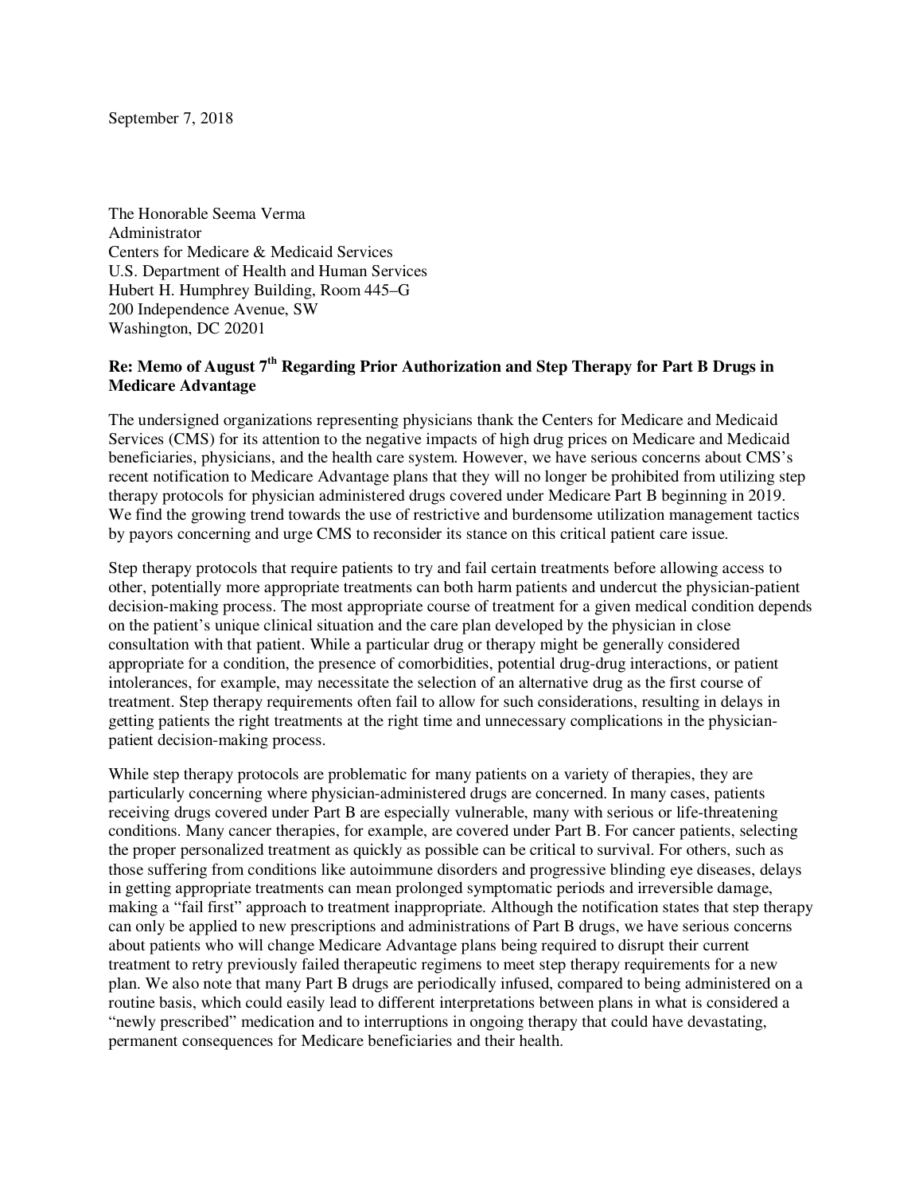September 7, 2018

The Honorable Seema Verma
Administrator
Centers for Medicare & Medicaid Services
U.S. Department of Health and Human Services
Hubert H. Humphrey Building, Room 445–G
200 Independence Avenue, SW
Washington, DC 20201

**Re: Memo of August 7th Regarding Prior Authorization and Step Therapy for Part B Drugs in Medicare Advantage**

The undersigned organizations representing physicians thank the Centers for Medicare and Medicaid Services (CMS) for its attention to the negative impacts of high drug prices on Medicare and Medicaid beneficiaries, physicians, and the health care system. However, we have serious concerns about CMS's recent notification to Medicare Advantage plans that they will no longer be prohibited from utilizing step therapy protocols for physician administered drugs covered under Medicare Part B beginning in 2019. We find the growing trend towards the use of restrictive and burdensome utilization management tactics by payors concerning and urge CMS to reconsider its stance on this critical patient care issue.

Step therapy protocols that require patients to try and fail certain treatments before allowing access to other, potentially more appropriate treatments can both harm patients and undercut the physician-patient decision-making process. The most appropriate course of treatment for a given medical condition depends on the patient's unique clinical situation and the care plan developed by the physician in close consultation with that patient. While a particular drug or therapy might be generally considered appropriate for a condition, the presence of comorbidities, potential drug-drug interactions, or patient intolerances, for example, may necessitate the selection of an alternative drug as the first course of treatment. Step therapy requirements often fail to allow for such considerations, resulting in delays in getting patients the right treatments at the right time and unnecessary complications in the physician-patient decision-making process.

While step therapy protocols are problematic for many patients on a variety of therapies, they are particularly concerning where physician-administered drugs are concerned. In many cases, patients receiving drugs covered under Part B are especially vulnerable, many with serious or life-threatening conditions. Many cancer therapies, for example, are covered under Part B. For cancer patients, selecting the proper personalized treatment as quickly as possible can be critical to survival. For others, such as those suffering from conditions like autoimmune disorders and progressive blinding eye diseases, delays in getting appropriate treatments can mean prolonged symptomatic periods and irreversible damage, making a "fail first" approach to treatment inappropriate. Although the notification states that step therapy can only be applied to new prescriptions and administrations of Part B drugs, we have serious concerns about patients who will change Medicare Advantage plans being required to disrupt their current treatment to retry previously failed therapeutic regimens to meet step therapy requirements for a new plan. We also note that many Part B drugs are periodically infused, compared to being administered on a routine basis, which could easily lead to different interpretations between plans in what is considered a "newly prescribed" medication and to interruptions in ongoing therapy that could have devastating, permanent consequences for Medicare beneficiaries and their health.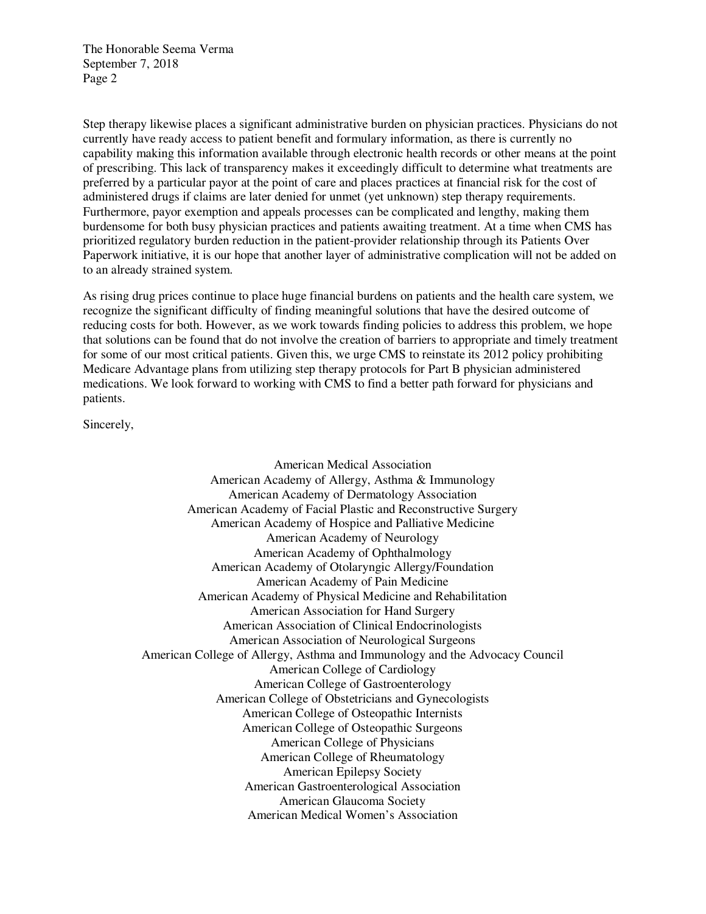Step therapy likewise places a significant administrative burden on physician practices. Physicians do not currently have ready access to patient benefit and formulary information, as there is currently no capability making this information available through electronic health records or other means at the point of prescribing. This lack of transparency makes it exceedingly difficult to determine what treatments are preferred by a particular payor at the point of care and places practices at financial risk for the cost of administered drugs if claims are later denied for unmet (yet unknown) step therapy requirements. Furthermore, payor exemption and appeals processes can be complicated and lengthy, making them burdensome for both busy physician practices and patients awaiting treatment. At a time when CMS has prioritized regulatory burden reduction in the patient-provider relationship through its Patients Over Paperwork initiative, it is our hope that another layer of administrative complication will not be added on to an already strained system.

As rising drug prices continue to place huge financial burdens on patients and the health care system, we recognize the significant difficulty of finding meaningful solutions that have the desired outcome of reducing costs for both. However, as we work towards finding policies to address this problem, we hope that solutions can be found that do not involve the creation of barriers to appropriate and timely treatment for some of our most critical patients. Given this, we urge CMS to reinstate its 2012 policy prohibiting Medicare Advantage plans from utilizing step therapy protocols for Part B physician administered medications. We look forward to working with CMS to find a better path forward for physicians and patients.

Sincerely,

American Medical Association
American Academy of Allergy, Asthma & Immunology
American Academy of Dermatology Association
American Academy of Facial Plastic and Reconstructive Surgery
American Academy of Hospice and Palliative Medicine
American Academy of Neurology
American Academy of Ophthalmology
American Academy of Otolaryngic Allergy/Foundation
American Academy of Pain Medicine
American Academy of Physical Medicine and Rehabilitation
American Association for Hand Surgery
American Association of Clinical Endocrinologists
American Association of Neurological Surgeons
American College of Allergy, Asthma and Immunology and the Advocacy Council
American College of Cardiology
American College of Gastroenterology
American College of Obstetricians and Gynecologists
American College of Osteopathic Internists
American College of Osteopathic Surgeons
American College of Physicians
American College of Rheumatology
American Epilepsy Society
American Gastroenterological Association
American Glaucoma Society
American Medical Women's Association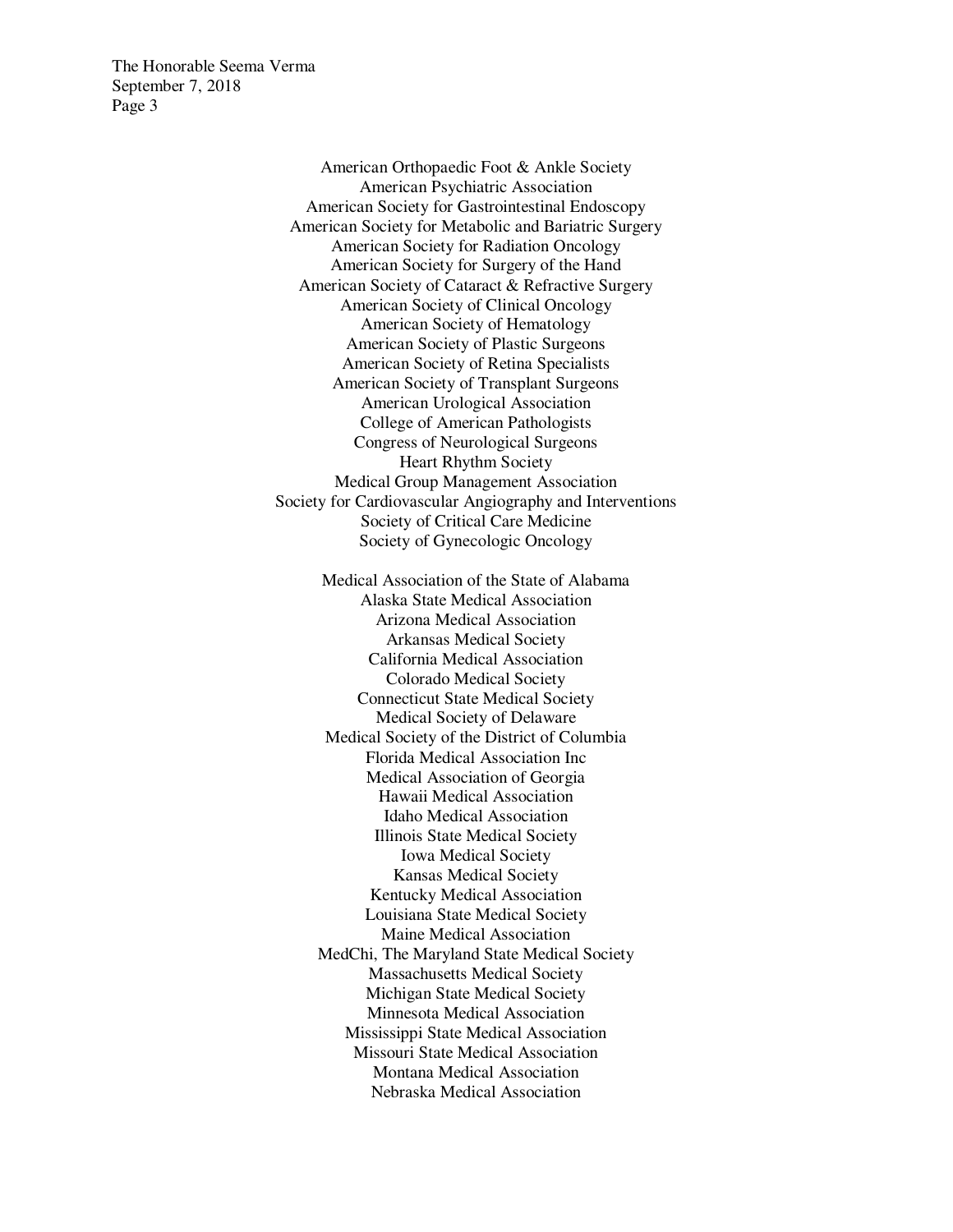American Orthopaedic Foot & Ankle Society
American Psychiatric Association
American Society for Gastrointestinal Endoscopy
American Society for Metabolic and Bariatric Surgery
American Society for Radiation Oncology
American Society for Surgery of the Hand
American Society of Cataract & Refractive Surgery
American Society of Clinical Oncology
American Society of Hematology
American Society of Plastic Surgeons
American Society of Retina Specialists
American Society of Transplant Surgeons
American Urological Association
College of American Pathologists
Congress of Neurological Surgeons
Heart Rhythm Society
Medical Group Management Association
Society for Cardiovascular Angiography and Interventions
Society of Critical Care Medicine
Society of Gynecologic Oncology

Medical Association of the State of Alabama
Alaska State Medical Association
Arizona Medical Association
Arkansas Medical Society
California Medical Association
Colorado Medical Society
Connecticut State Medical Society
Medical Society of Delaware
Medical Society of the District of Columbia
Florida Medical Association Inc
Medical Association of Georgia
Hawaii Medical Association
Idaho Medical Association
Illinois State Medical Society
Iowa Medical Society
Kansas Medical Society
Kentucky Medical Association
Louisiana State Medical Society
Maine Medical Association
MedChi, The Maryland State Medical Society
Massachusetts Medical Society
Michigan State Medical Society
Minnesota Medical Association
Mississippi State Medical Association
Missouri State Medical Association
Montana Medical Association
Nebraska Medical Association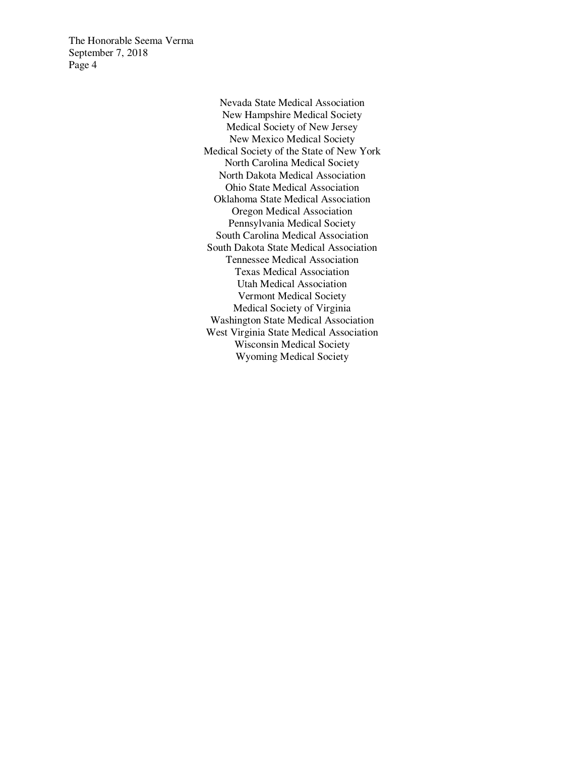Nevada State Medical Association
New Hampshire Medical Society
Medical Society of New Jersey
New Mexico Medical Society
Medical Society of the State of New York
North Carolina Medical Society
North Dakota Medical Association
Ohio State Medical Association
Oklahoma State Medical Association
Oregon Medical Association
Pennsylvania Medical Society
South Carolina Medical Association
South Dakota State Medical Association
Tennessee Medical Association
Texas Medical Association
Utah Medical Association
Vermont Medical Society
Medical Society of Virginia
Washington State Medical Association
West Virginia State Medical Association
Wisconsin Medical Society
Wyoming Medical Society